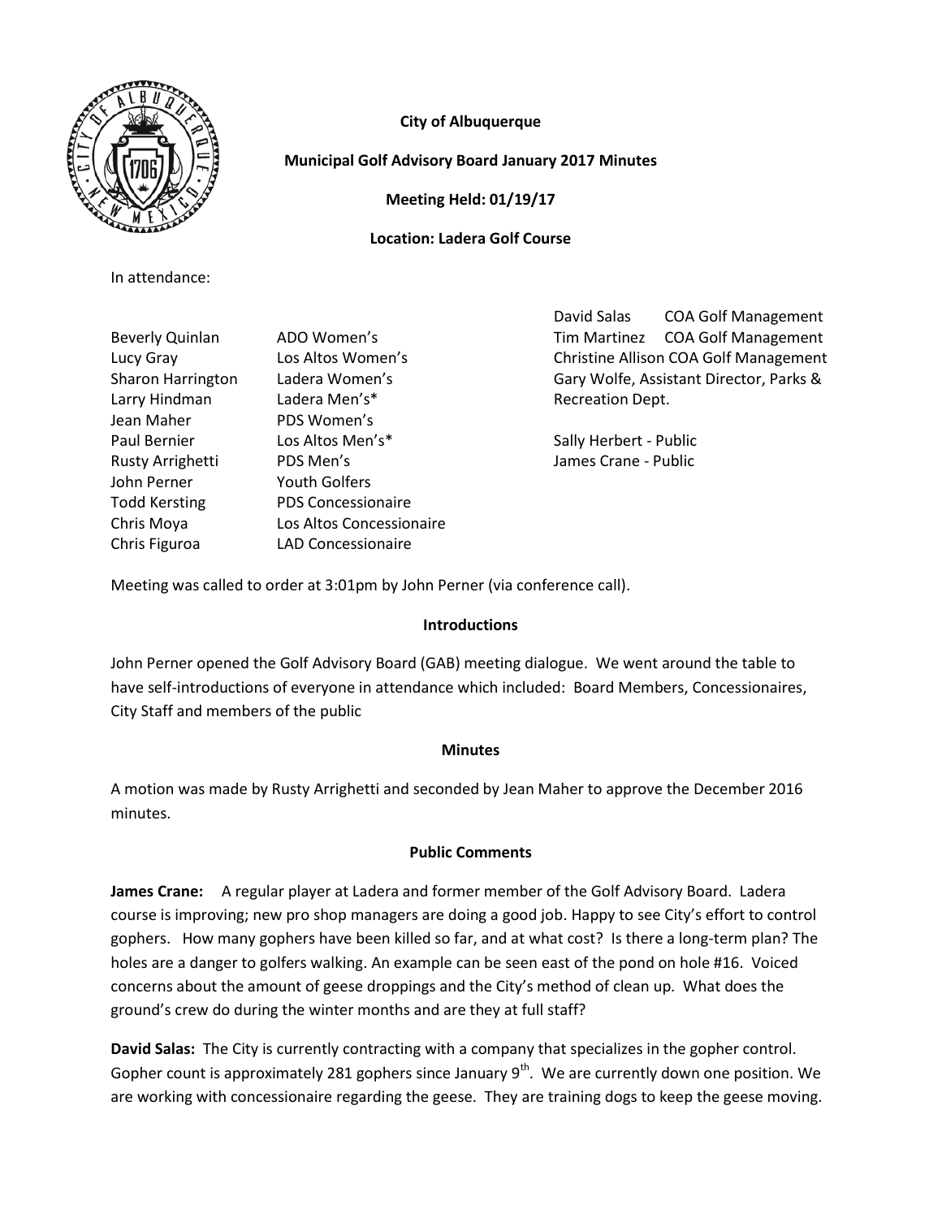**City of Albuquerque**

**Municipal Golf Advisory Board January 2017 Minutes**

**Meeting Held: 01/19/17**

**Location: Ladera Golf Course**

In attendance:

| | |
|---|---|
| Beverly Quinlan | ADO Women's |
| Lucy Gray | Los Altos Women's |
| Sharon Harrington | Ladera Women's |
| Larry Hindman | Ladera Men's* |
| Jean Maher | PDS Women's |
| Paul Bernier | Los Altos Men's* |
| Rusty Arrighetti | PDS Men's |
| John Perner | Youth Golfers |
| Todd Kersting | PDS Concessionaire |
| Chris Moya | Los Altos Concessionaire |
| Chris Figuroa | LAD Concessionaire |

David Salas COA Golf Management
Tim Martinez COA Golf Management
Christine Allison COA Golf Management
Gary Wolfe, Assistant Director, Parks & Recreation Dept.

Sally Herbert - Public
James Crane - Public

Meeting was called to order at 3:01pm by John Perner (via conference call).

**Introductions**

John Perner opened the Golf Advisory Board (GAB) meeting dialogue. We went around the table to have self-introductions of everyone in attendance which included: Board Members, Concessionaires, City Staff and members of the public

**Minutes**

A motion was made by Rusty Arrighetti and seconded by Jean Maher to approve the December 2016 minutes.

**Public Comments**

**James Crane:** A regular player at Ladera and former member of the Golf Advisory Board. Ladera course is improving; new pro shop managers are doing a good job. Happy to see City's effort to control gophers. How many gophers have been killed so far, and at what cost? Is there a long-term plan? The holes are a danger to golfers walking. An example can be seen east of the pond on hole #16. Voiced concerns about the amount of geese droppings and the City's method of clean up. What does the ground's crew do during the winter months and are they at full staff?

**David Salas:** The City is currently contracting with a company that specializes in the gopher control. Gopher count is approximately 281 gophers since January 9th. We are currently down one position. We are working with concessionaire regarding the geese. They are training dogs to keep the geese moving.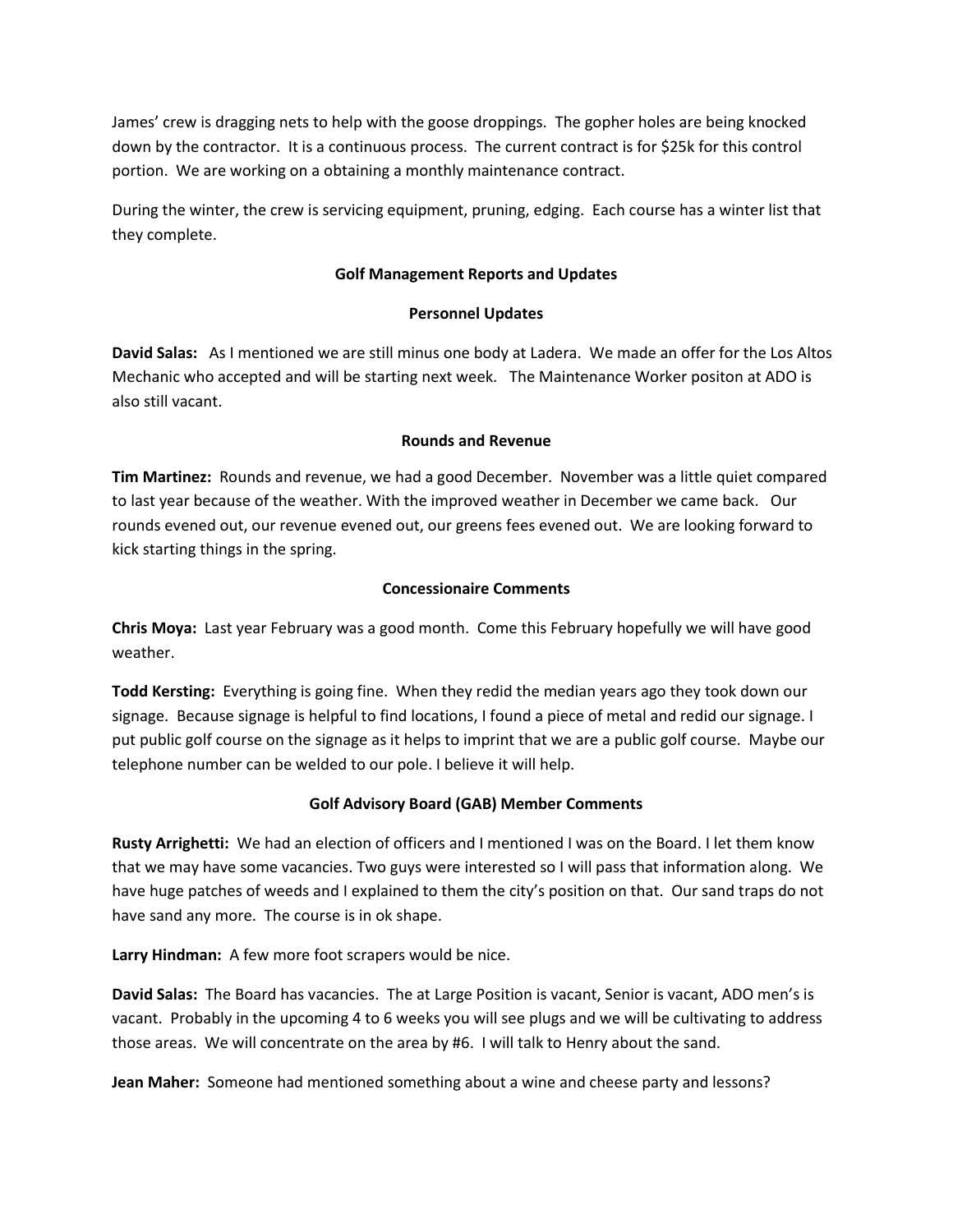James' crew is dragging nets to help with the goose droppings. The gopher holes are being knocked down by the contractor. It is a continuous process. The current contract is for $25k for this control portion. We are working on a obtaining a monthly maintenance contract.

During the winter, the crew is servicing equipment, pruning, edging. Each course has a winter list that they complete.

## Golf Management Reports and Updates

### Personnel Updates

**David Salas:** As I mentioned we are still minus one body at Ladera. We made an offer for the Los Altos Mechanic who accepted and will be starting next week. The Maintenance Worker positon at ADO is also still vacant.

### Rounds and Revenue

**Tim Martinez:** Rounds and revenue, we had a good December. November was a little quiet compared to last year because of the weather. With the improved weather in December we came back. Our rounds evened out, our revenue evened out, our greens fees evened out. We are looking forward to kick starting things in the spring.

### Concessionaire Comments

**Chris Moya:** Last year February was a good month. Come this February hopefully we will have good weather.

**Todd Kersting:** Everything is going fine. When they redid the median years ago they took down our signage. Because signage is helpful to find locations, I found a piece of metal and redid our signage. I put public golf course on the signage as it helps to imprint that we are a public golf course. Maybe our telephone number can be welded to our pole. I believe it will help.

### Golf Advisory Board (GAB) Member Comments

**Rusty Arrighetti:** We had an election of officers and I mentioned I was on the Board. I let them know that we may have some vacancies. Two guys were interested so I will pass that information along. We have huge patches of weeds and I explained to them the city's position on that. Our sand traps do not have sand any more. The course is in ok shape.

**Larry Hindman:** A few more foot scrapers would be nice.

**David Salas:** The Board has vacancies. The at Large Position is vacant, Senior is vacant, ADO men's is vacant. Probably in the upcoming 4 to 6 weeks you will see plugs and we will be cultivating to address those areas. We will concentrate on the area by #6. I will talk to Henry about the sand.

**Jean Maher:** Someone had mentioned something about a wine and cheese party and lessons?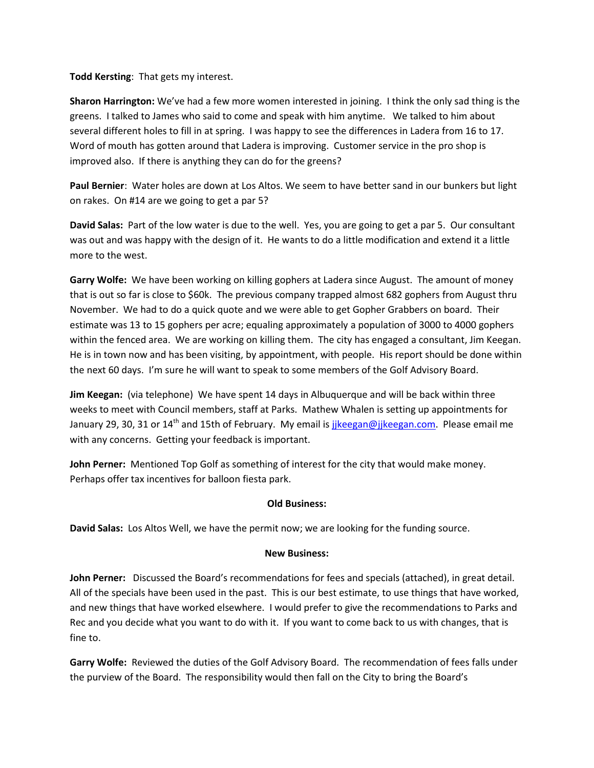**Todd Kersting**: That gets my interest.

**Sharon Harrington:** We've had a few more women interested in joining. I think the only sad thing is the greens. I talked to James who said to come and speak with him anytime. We talked to him about several different holes to fill in at spring. I was happy to see the differences in Ladera from 16 to 17. Word of mouth has gotten around that Ladera is improving. Customer service in the pro shop is improved also. If there is anything they can do for the greens?

**Paul Bernier**: Water holes are down at Los Altos. We seem to have better sand in our bunkers but light on rakes. On #14 are we going to get a par 5?

**David Salas:** Part of the low water is due to the well. Yes, you are going to get a par 5. Our consultant was out and was happy with the design of it. He wants to do a little modification and extend it a little more to the west.

**Garry Wolfe:** We have been working on killing gophers at Ladera since August. The amount of money that is out so far is close to $60k. The previous company trapped almost 682 gophers from August thru November. We had to do a quick quote and we were able to get Gopher Grabbers on board. Their estimate was 13 to 15 gophers per acre; equaling approximately a population of 3000 to 4000 gophers within the fenced area. We are working on killing them. The city has engaged a consultant, Jim Keegan. He is in town now and has been visiting, by appointment, with people. His report should be done within the next 60 days. I'm sure he will want to speak to some members of the Golf Advisory Board.

**Jim Keegan:** (via telephone) We have spent 14 days in Albuquerque and will be back within three weeks to meet with Council members, staff at Parks. Mathew Whalen is setting up appointments for January 29, 30, 31 or 14th and 15th of February. My email is jjkeegan@jjkeegan.com. Please email me with any concerns. Getting your feedback is important.

**John Perner:** Mentioned Top Golf as something of interest for the city that would make money. Perhaps offer tax incentives for balloon fiesta park.

**Old Business:**

**David Salas:** Los Altos Well, we have the permit now; we are looking for the funding source.

**New Business:**

**John Perner:** Discussed the Board's recommendations for fees and specials (attached), in great detail. All of the specials have been used in the past. This is our best estimate, to use things that have worked, and new things that have worked elsewhere. I would prefer to give the recommendations to Parks and Rec and you decide what you want to do with it. If you want to come back to us with changes, that is fine to.

**Garry Wolfe:** Reviewed the duties of the Golf Advisory Board. The recommendation of fees falls under the purview of the Board. The responsibility would then fall on the City to bring the Board's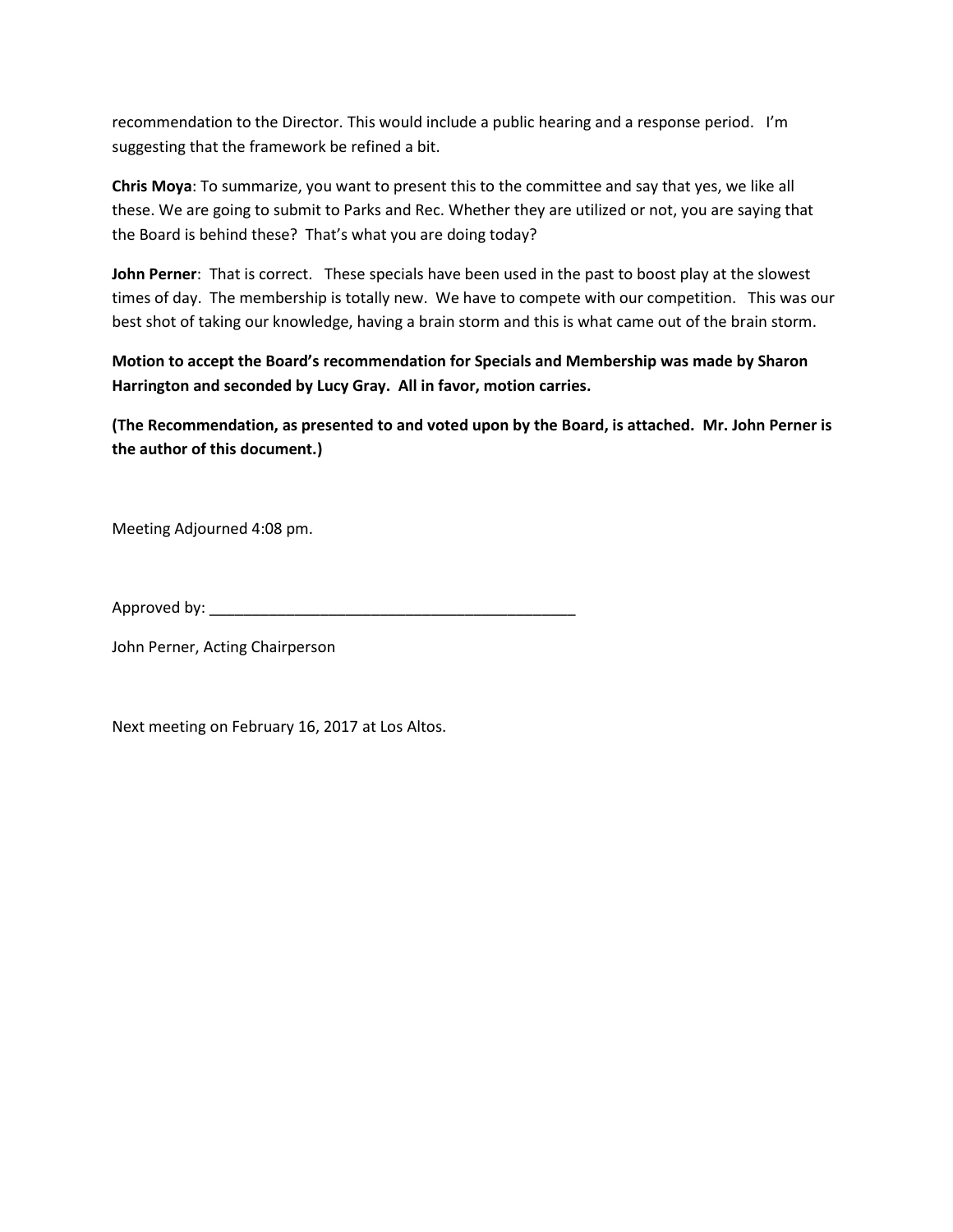recommendation to the Director. This would include a public hearing and a response period. I'm suggesting that the framework be refined a bit.

**Chris Moya**: To summarize, you want to present this to the committee and say that yes, we like all these. We are going to submit to Parks and Rec. Whether they are utilized or not, you are saying that the Board is behind these? That's what you are doing today?

**John Perner**: That is correct. These specials have been used in the past to boost play at the slowest times of day. The membership is totally new. We have to compete with our competition. This was our best shot of taking our knowledge, having a brain storm and this is what came out of the brain storm.

**Motion to accept the Board's recommendation for Specials and Membership was made by Sharon Harrington and seconded by Lucy Gray. All in favor, motion carries.**

**(The Recommendation, as presented to and voted upon by the Board, is attached. Mr. John Perner is the author of this document.)**

Meeting Adjourned 4:08 pm.

Approved by: _____________________________________________

John Perner, Acting Chairperson

Next meeting on February 16, 2017 at Los Altos.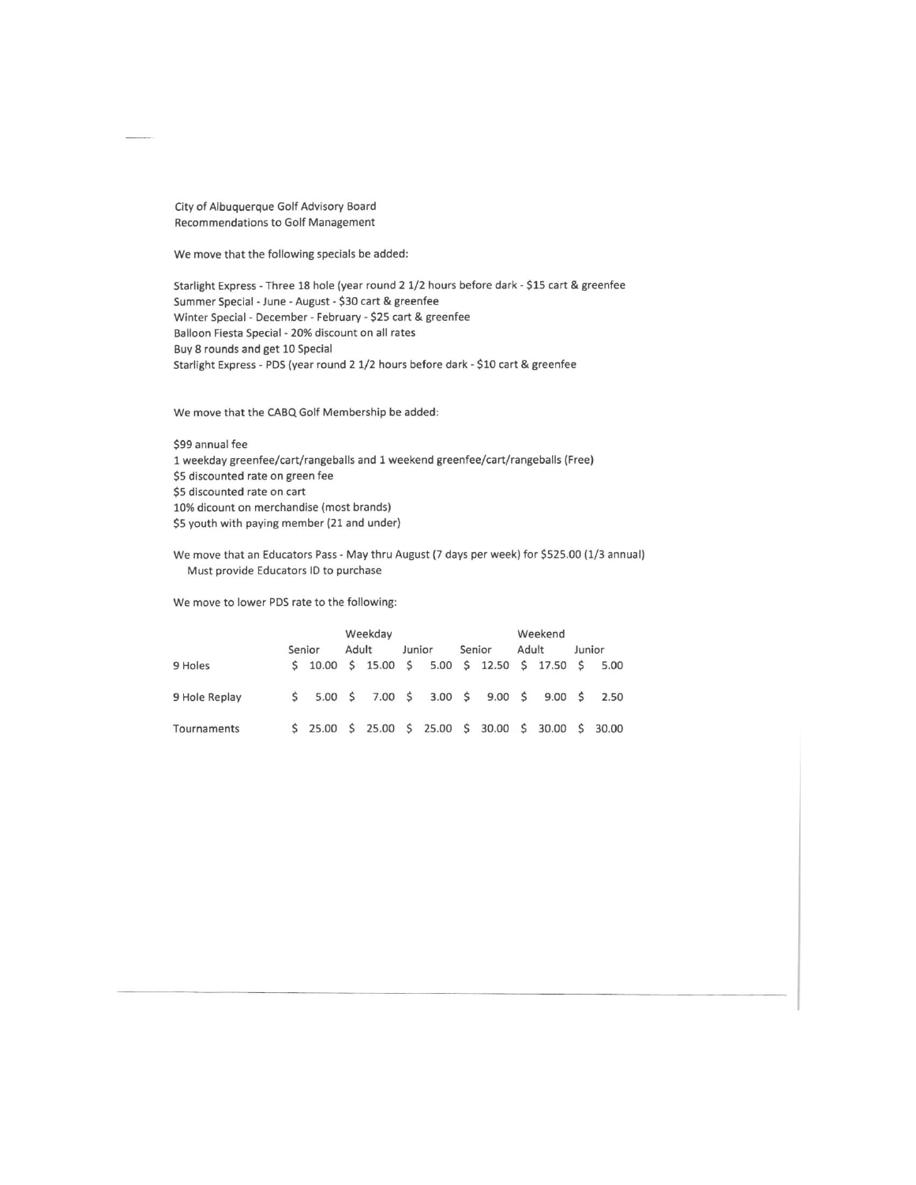City of Albuquerque Golf Advisory Board
Recommendations to Golf Management

We move that the following specials be added:

Starlight Express - Three 18 hole (year round 2 1/2 hours before dark - $15 cart & greenfee
Summer Special - June - August - $30 cart & greenfee
Winter Special - December - February - $25 cart & greenfee
Balloon Fiesta Special - 20% discount on all rates
Buy 8 rounds and get 10 Special
Starlight Express - PDS (year round 2 1/2 hours before dark - $10 cart & greenfee

We move that the CABQ Golf Membership be added:

$99 annual fee
1 weekday greenfee/cart/rangeballs and 1 weekend greenfee/cart/rangeballs (Free)
$5 discounted rate on green fee
$5 discounted rate on cart
10% dicount on merchandise (most brands)
$5 youth with paying member (21 and under)

We move that an Educators Pass - May thru August (7 days per week) for $525.00 (1/3 annual)
Must provide Educators ID to purchase

We move to lower PDS rate to the following:

| | Weekday | | | Weekend | | |
|---|---|---|---|---|---|---|
| | Senior | Adult | Junior | Senior | Adult | Junior |
| 9 Holes | $ 10.00 | $ 15.00 | $ 5.00 | $ 12.50 | $ 17.50 | $ 5.00 |
| 9 Hole Replay | $ 5.00 | $ 7.00 | $ 3.00 | $ 9.00 | $ 9.00 | $ 2.50 |
| Tournaments | $ 25.00 | $ 25.00 | $ 25.00 | $ 30.00 | $ 30.00 | $ 30.00 |